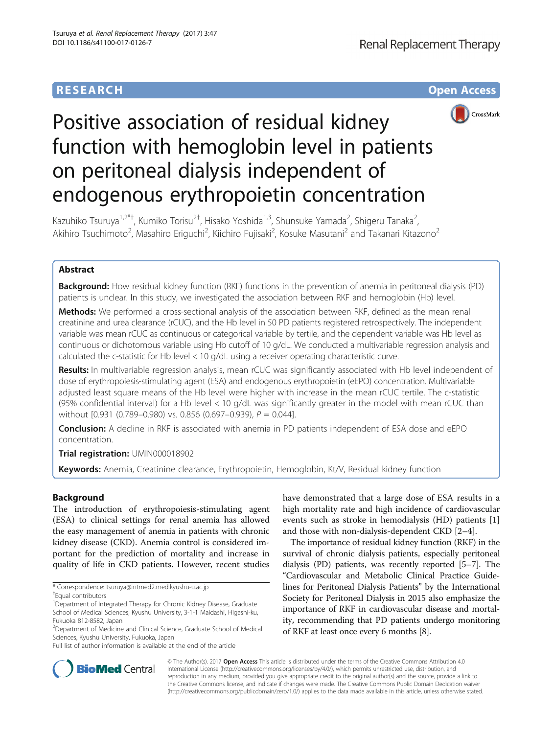**RESEARCH** **Open Access**

# Positive association of residual kidney function with hemoglobin level in patients on peritoneal dialysis independent of endogenous erythropoietin concentration

Kazuhiko Tsuruya[1,2*†], Kumiko Torisu[2†], Hisako Yoshida[1,3], Shunsuke Yamada[2], Shigeru Tanaka[2], Akihiro Tsuchimoto[2], Masahiro Eriguchi[2], Kiichiro Fujisaki[2], Kosuke Masutani[2] and Takanari Kitazono[2]

## Abstract

**Background:** How residual kidney function (RKF) functions in the prevention of anemia in peritoneal dialysis (PD) patients is unclear. In this study, we investigated the association between RKF and hemoglobin (Hb) level.

**Methods:** We performed a cross-sectional analysis of the association between RKF, defined as the mean renal creatinine and urea clearance (rCUC), and the Hb level in 50 PD patients registered retrospectively. The independent variable was mean rCUC as continuous or categorical variable by tertile, and the dependent variable was Hb level as continuous or dichotomous variable using Hb cutoff of 10 g/dL. We conducted a multivariable regression analysis and calculated the c-statistic for Hb level < 10 g/dL using a receiver operating characteristic curve.

**Results:** In multivariable regression analysis, mean rCUC was significantly associated with Hb level independent of dose of erythropoiesis-stimulating agent (ESA) and endogenous erythropoietin (eEPO) concentration. Multivariable adjusted least square means of the Hb level were higher with increase in the mean rCUC tertile. The c-statistic (95% confidential interval) for a Hb level < 10 g/dL was significantly greater in the model with mean rCUC than without [0.931 (0.789–0.980) vs. 0.856 (0.697–0.939), $P = 0.044$].

**Conclusion:** A decline in RKF is associated with anemia in PD patients independent of ESA dose and eEPO concentration.

**Trial registration:** UMIN000018902

**Keywords:** Anemia, Creatinine clearance, Erythropoietin, Hemoglobin, Kt/V, Residual kidney function

## Background

The introduction of erythropoiesis-stimulating agent (ESA) to clinical settings for renal anemia has allowed the easy management of anemia in patients with chronic kidney disease (CKD). Anemia control is considered important for the prediction of mortality and increase in quality of life in CKD patients. However, recent studies have demonstrated that a large dose of ESA results in a high mortality rate and high incidence of cardiovascular events such as stroke in hemodialysis (HD) patients [1] and those with non-dialysis-dependent CKD [2–4].

The importance of residual kidney function (RKF) in the survival of chronic dialysis patients, especially peritoneal dialysis (PD) patients, was recently reported [5–7]. The "Cardiovascular and Metabolic Clinical Practice Guidelines for Peritoneal Dialysis Patients" by the International Society for Peritoneal Dialysis in 2015 also emphasize the importance of RKF in cardiovascular disease and mortality, recommending that PD patients undergo monitoring of RKF at least once every 6 months [8].

---

* Correspondence: tsuruya@intmed2.med.kyushu-u.ac.jp
†Equal contributors
[1]Department of Integrated Therapy for Chronic Kidney Disease, Graduate School of Medical Sciences, Kyushu University, 3-1-1 Maidashi, Higashi-ku, Fukuoka 812-8582, Japan
[2]Department of Medicine and Clinical Science, Graduate School of Medical Sciences, Kyushu University, Fukuoka, Japan
Full list of author information is available at the end of the article

© The Author(s). 2017 **Open Access** This article is distributed under the terms of the Creative Commons Attribution 4.0 International License (http://creativecommons.org/licenses/by/4.0/), which permits unrestricted use, distribution, and reproduction in any medium, provided you give appropriate credit to the original author(s) and the source, provide a link to the Creative Commons license, and indicate if changes were made. The Creative Commons Public Domain Dedication waiver (http://creativecommons.org/publicdomain/zero/1.0/) applies to the data made available in this article, unless otherwise stated.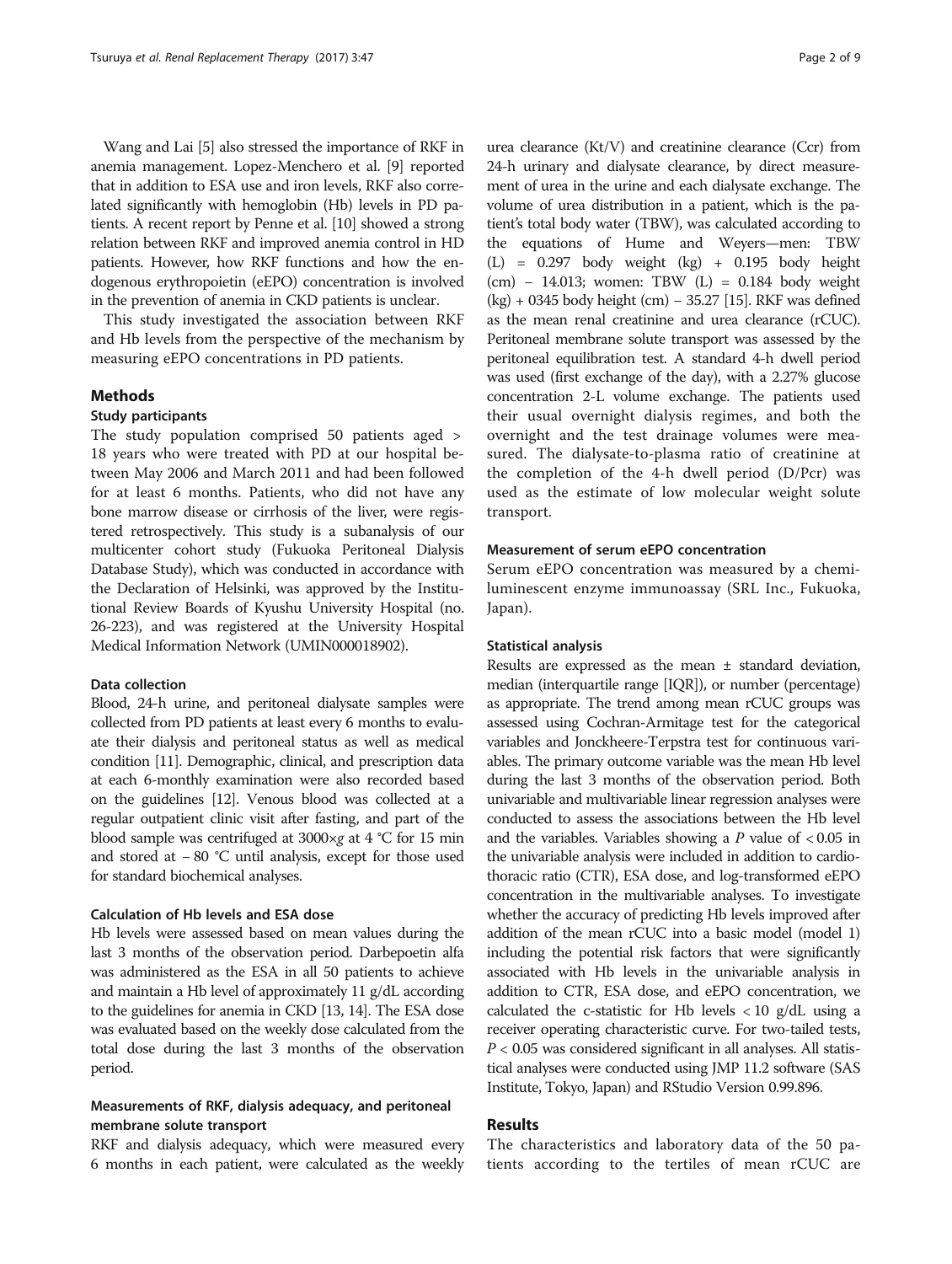Wang and Lai [5] also stressed the importance of RKF in anemia management. Lopez-Menchero et al. [9] reported that in addition to ESA use and iron levels, RKF also correlated significantly with hemoglobin (Hb) levels in PD patients. A recent report by Penne et al. [10] showed a strong relation between RKF and improved anemia control in HD patients. However, how RKF functions and how the endogenous erythropoietin (eEPO) concentration is involved in the prevention of anemia in CKD patients is unclear.

This study investigated the association between RKF and Hb levels from the perspective of the mechanism by measuring eEPO concentrations in PD patients.

## Methods

### Study participants

The study population comprised 50 patients aged > 18 years who were treated with PD at our hospital between May 2006 and March 2011 and had been followed for at least 6 months. Patients, who did not have any bone marrow disease or cirrhosis of the liver, were registered retrospectively. This study is a subanalysis of our multicenter cohort study (Fukuoka Peritoneal Dialysis Database Study), which was conducted in accordance with the Declaration of Helsinki, was approved by the Institutional Review Boards of Kyushu University Hospital (no. 26-223), and was registered at the University Hospital Medical Information Network (UMIN000018902).

### Data collection

Blood, 24-h urine, and peritoneal dialysate samples were collected from PD patients at least every 6 months to evaluate their dialysis and peritoneal status as well as medical condition [11]. Demographic, clinical, and prescription data at each 6-monthly examination were also recorded based on the guidelines [12]. Venous blood was collected at a regular outpatient clinic visit after fasting, and part of the blood sample was centrifuged at 3000×*g* at 4 °C for 15 min and stored at − 80 °C until analysis, except for those used for standard biochemical analyses.

### Calculation of Hb levels and ESA dose

Hb levels were assessed based on mean values during the last 3 months of the observation period. Darbepoetin alfa was administered as the ESA in all 50 patients to achieve and maintain a Hb level of approximately 11 g/dL according to the guidelines for anemia in CKD [13, 14]. The ESA dose was evaluated based on the weekly dose calculated from the total dose during the last 3 months of the observation period.

### Measurements of RKF, dialysis adequacy, and peritoneal membrane solute transport

RKF and dialysis adequacy, which were measured every 6 months in each patient, were calculated as the weekly urea clearance (Kt/V) and creatinine clearance (Ccr) from 24-h urinary and dialysate clearance, by direct measurement of urea in the urine and each dialysate exchange. The volume of urea distribution in a patient, which is the patient's total body water (TBW), was calculated according to the equations of Hume and Weyers—men: TBW (L) = 0.297 body weight (kg) + 0.195 body height (cm) − 14.013; women: TBW (L) = 0.184 body weight (kg) + 0345 body height (cm) − 35.27 [15]. RKF was defined as the mean renal creatinine and urea clearance (rCUC). Peritoneal membrane solute transport was assessed by the peritoneal equilibration test. A standard 4-h dwell period was used (first exchange of the day), with a 2.27% glucose concentration 2-L volume exchange. The patients used their usual overnight dialysis regimes, and both the overnight and the test drainage volumes were measured. The dialysate-to-plasma ratio of creatinine at the completion of the 4-h dwell period (D/Pcr) was used as the estimate of low molecular weight solute transport.

### Measurement of serum eEPO concentration

Serum eEPO concentration was measured by a chemiluminescent enzyme immunoassay (SRL Inc., Fukuoka, Japan).

### Statistical analysis

Results are expressed as the mean ± standard deviation, median (interquartile range [IQR]), or number (percentage) as appropriate. The trend among mean rCUC groups was assessed using Cochran-Armitage test for the categorical variables and Jonckheere-Terpstra test for continuous variables. The primary outcome variable was the mean Hb level during the last 3 months of the observation period. Both univariable and multivariable linear regression analyses were conducted to assess the associations between the Hb level and the variables. Variables showing a $P$ value of < 0.05 in the univariable analysis were included in addition to cardiothoracic ratio (CTR), ESA dose, and log-transformed eEPO concentration in the multivariable analyses. To investigate whether the accuracy of predicting Hb levels improved after addition of the mean rCUC into a basic model (model 1) including the potential risk factors that were significantly associated with Hb levels in the univariable analysis in addition to CTR, ESA dose, and eEPO concentration, we calculated the c-statistic for Hb levels < 10 g/dL using a receiver operating characteristic curve. For two-tailed tests, $P$ < 0.05 was considered significant in all analyses. All statistical analyses were conducted using JMP 11.2 software (SAS Institute, Tokyo, Japan) and RStudio Version 0.99.896.

## Results

The characteristics and laboratory data of the 50 patients according to the tertiles of mean rCUC are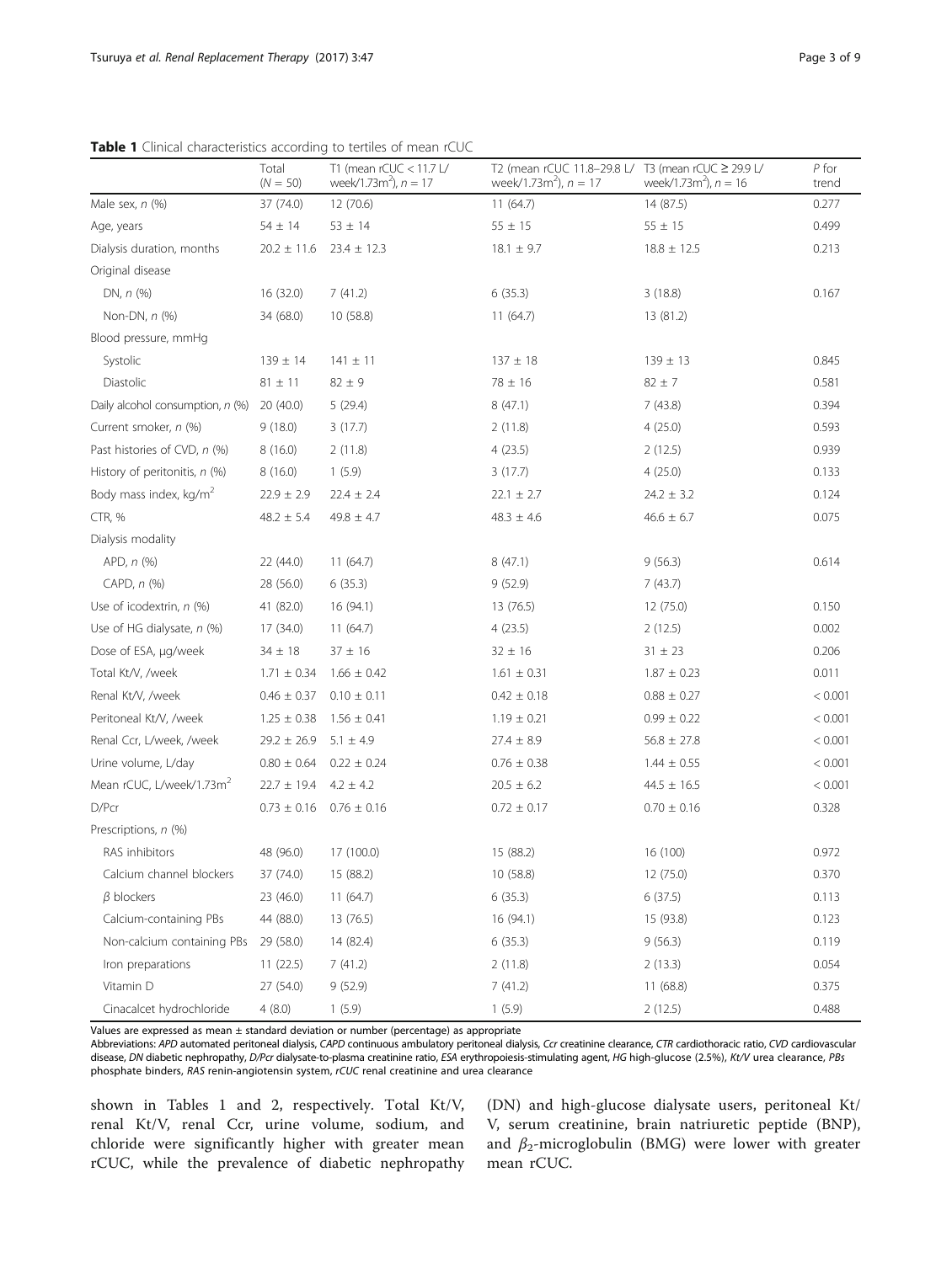**Table 1** Clinical characteristics according to tertiles of mean rCUC

| | Total ($N$ = 50) | T1 (mean rCUC < 11.7 L/week/1.73m$^2$), $n$ = 17 | T2 (mean rCUC 11.8–29.8 L/week/1.73m$^2$), $n$ = 17 | T3 (mean rCUC ≥ 29.9 L/week/1.73m$^2$), $n$ = 16 | $P$ for trend |
|---|---|---|---|---|---|
| Male sex, $n$ (%) | 37 (74.0) | 12 (70.6) | 11 (64.7) | 14 (87.5) | 0.277 |
| Age, years | 54 ± 14 | 53 ± 14 | 55 ± 15 | 55 ± 15 | 0.499 |
| Dialysis duration, months | 20.2 ± 11.6 | 23.4 ± 12.3 | 18.1 ± 9.7 | 18.8 ± 12.5 | 0.213 |
| Original disease | | | | | |
| DN, $n$ (%) | 16 (32.0) | 7 (41.2) | 6 (35.3) | 3 (18.8) | 0.167 |
| Non-DN, $n$ (%) | 34 (68.0) | 10 (58.8) | 11 (64.7) | 13 (81.2) | |
| Blood pressure, mmHg | | | | | |
| Systolic | 139 ± 14 | 141 ± 11 | 137 ± 18 | 139 ± 13 | 0.845 |
| Diastolic | 81 ± 11 | 82 ± 9 | 78 ± 16 | 82 ± 7 | 0.581 |
| Daily alcohol consumption, $n$ (%) | 20 (40.0) | 5 (29.4) | 8 (47.1) | 7 (43.8) | 0.394 |
| Current smoker, $n$ (%) | 9 (18.0) | 3 (17.7) | 2 (11.8) | 4 (25.0) | 0.593 |
| Past histories of CVD, $n$ (%) | 8 (16.0) | 2 (11.8) | 4 (23.5) | 2 (12.5) | 0.939 |
| History of peritonitis, $n$ (%) | 8 (16.0) | 1 (5.9) | 3 (17.7) | 4 (25.0) | 0.133 |
| Body mass index, kg/m$^2$ | 22.9 ± 2.9 | 22.4 ± 2.4 | 22.1 ± 2.7 | 24.2 ± 3.2 | 0.124 |
| CTR, % | 48.2 ± 5.4 | 49.8 ± 4.7 | 48.3 ± 4.6 | 46.6 ± 6.7 | 0.075 |
| Dialysis modality | | | | | |
| APD, $n$ (%) | 22 (44.0) | 11 (64.7) | 8 (47.1) | 9 (56.3) | 0.614 |
| CAPD, $n$ (%) | 28 (56.0) | 6 (35.3) | 9 (52.9) | 7 (43.7) | |
| Use of icodextrin, $n$ (%) | 41 (82.0) | 16 (94.1) | 13 (76.5) | 12 (75.0) | 0.150 |
| Use of HG dialysate, $n$ (%) | 17 (34.0) | 11 (64.7) | 4 (23.5) | 2 (12.5) | 0.002 |
| Dose of ESA, μg/week | 34 ± 18 | 37 ± 16 | 32 ± 16 | 31 ± 23 | 0.206 |
| Total Kt/V, /week | 1.71 ± 0.34 | 1.66 ± 0.42 | 1.61 ± 0.31 | 1.87 ± 0.23 | 0.011 |
| Renal Kt/V, /week | 0.46 ± 0.37 | 0.10 ± 0.11 | 0.42 ± 0.18 | 0.88 ± 0.27 | < 0.001 |
| Peritoneal Kt/V, /week | 1.25 ± 0.38 | 1.56 ± 0.41 | 1.19 ± 0.21 | 0.99 ± 0.22 | < 0.001 |
| Renal Ccr, L/week, /week | 29.2 ± 26.9 | 5.1 ± 4.9 | 27.4 ± 8.9 | 56.8 ± 27.8 | < 0.001 |
| Urine volume, L/day | 0.80 ± 0.64 | 0.22 ± 0.24 | 0.76 ± 0.38 | 1.44 ± 0.55 | < 0.001 |
| Mean rCUC, L/week/1.73m$^2$ | 22.7 ± 19.4 | 4.2 ± 4.2 | 20.5 ± 6.2 | 44.5 ± 16.5 | < 0.001 |
| D/Pcr | 0.73 ± 0.16 | 0.76 ± 0.16 | 0.72 ± 0.17 | 0.70 ± 0.16 | 0.328 |
| Prescriptions, $n$ (%) | | | | | |
| RAS inhibitors | 48 (96.0) | 17 (100.0) | 15 (88.2) | 16 (100) | 0.972 |
| Calcium channel blockers | 37 (74.0) | 15 (88.2) | 10 (58.8) | 12 (75.0) | 0.370 |
| $\beta$ blockers | 23 (46.0) | 11 (64.7) | 6 (35.3) | 6 (37.5) | 0.113 |
| Calcium-containing PBs | 44 (88.0) | 13 (76.5) | 16 (94.1) | 15 (93.8) | 0.123 |
| Non-calcium containing PBs | 29 (58.0) | 14 (82.4) | 6 (35.3) | 9 (56.3) | 0.119 |
| Iron preparations | 11 (22.5) | 7 (41.2) | 2 (11.8) | 2 (13.3) | 0.054 |
| Vitamin D | 27 (54.0) | 9 (52.9) | 7 (41.2) | 11 (68.8) | 0.375 |
| Cinacalcet hydrochloride | 4 (8.0) | 1 (5.9) | 1 (5.9) | 2 (12.5) | 0.488 |

Values are expressed as mean ± standard deviation or number (percentage) as appropriate

Abbreviations: *APD* automated peritoneal dialysis, *CAPD* continuous ambulatory peritoneal dialysis, *Ccr* creatinine clearance, *CTR* cardiothoracic ratio, *CVD* cardiovascular disease, *DN* diabetic nephropathy, *D/Pcr* dialysate-to-plasma creatinine ratio, *ESA* erythropoiesis-stimulating agent, *HG* high-glucose (2.5%), *Kt/V* urea clearance, *PBs* phosphate binders, *RAS* renin-angiotensin system, *rCUC* renal creatinine and urea clearance

shown in Tables 1 and 2, respectively. Total Kt/V, renal Kt/V, renal Ccr, urine volume, sodium, and chloride were significantly higher with greater mean rCUC, while the prevalence of diabetic nephropathy (DN) and high-glucose dialysate users, peritoneal Kt/V, serum creatinine, brain natriuretic peptide (BNP), and $\beta_2$-microglobulin (BMG) were lower with greater mean rCUC.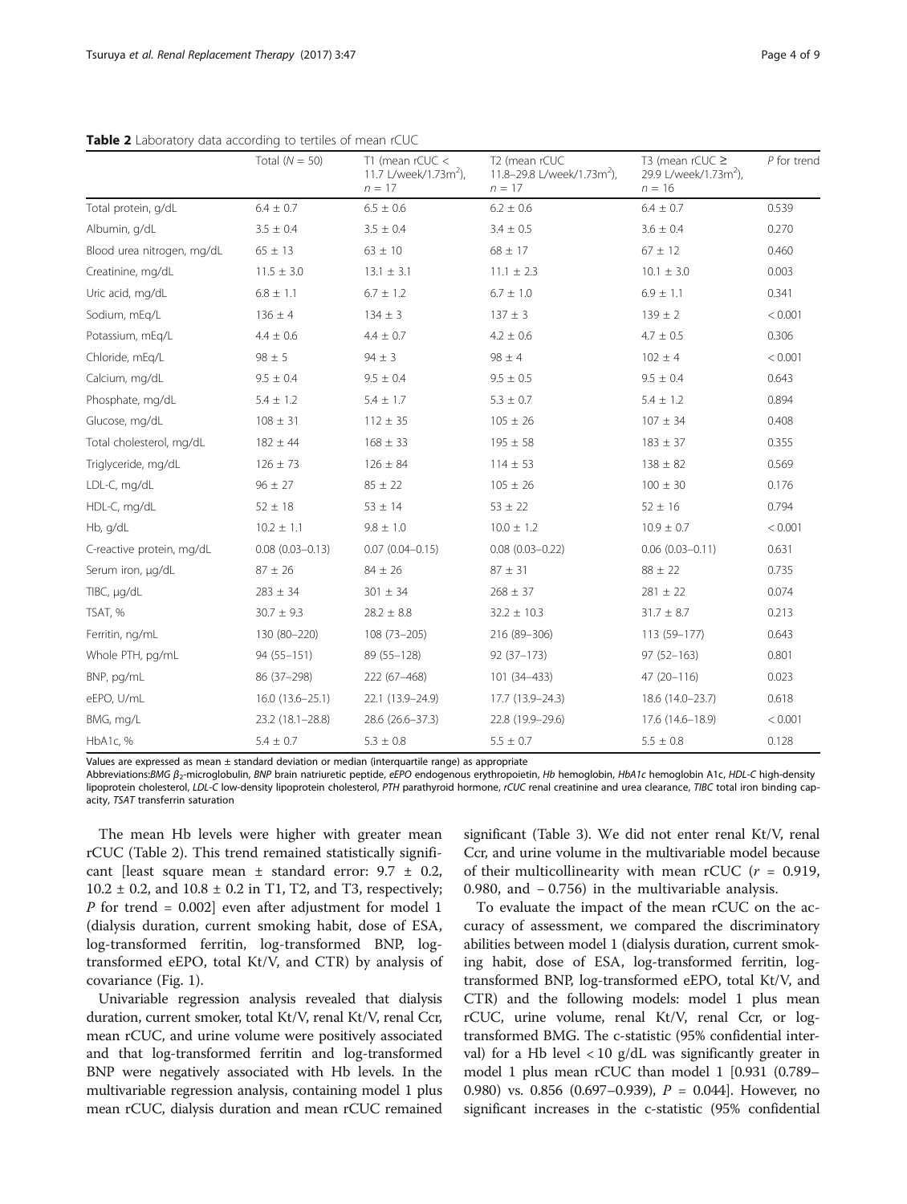**Table 2** Laboratory data according to tertiles of mean rCUC

| | Total ($N$ = 50) | T1 (mean rCUC < 11.7 L/week/1.73m$^2$), $n$ = 17 | T2 (mean rCUC 11.8–29.8 L/week/1.73m$^2$), $n$ = 17 | T3 (mean rCUC ≥ 29.9 L/week/1.73m$^2$), $n$ = 16 | $P$ for trend |
|---|---|---|---|---|---|
| Total protein, g/dL | 6.4 ± 0.7 | 6.5 ± 0.6 | 6.2 ± 0.6 | 6.4 ± 0.7 | 0.539 |
| Albumin, g/dL | 3.5 ± 0.4 | 3.5 ± 0.4 | 3.4 ± 0.5 | 3.6 ± 0.4 | 0.270 |
| Blood urea nitrogen, mg/dL | 65 ± 13 | 63 ± 10 | 68 ± 17 | 67 ± 12 | 0.460 |
| Creatinine, mg/dL | 11.5 ± 3.0 | 13.1 ± 3.1 | 11.1 ± 2.3 | 10.1 ± 3.0 | 0.003 |
| Uric acid, mg/dL | 6.8 ± 1.1 | 6.7 ± 1.2 | 6.7 ± 1.0 | 6.9 ± 1.1 | 0.341 |
| Sodium, mEq/L | 136 ± 4 | 134 ± 3 | 137 ± 3 | 139 ± 2 | < 0.001 |
| Potassium, mEq/L | 4.4 ± 0.6 | 4.4 ± 0.7 | 4.2 ± 0.6 | 4.7 ± 0.5 | 0.306 |
| Chloride, mEq/L | 98 ± 5 | 94 ± 3 | 98 ± 4 | 102 ± 4 | < 0.001 |
| Calcium, mg/dL | 9.5 ± 0.4 | 9.5 ± 0.4 | 9.5 ± 0.5 | 9.5 ± 0.4 | 0.643 |
| Phosphate, mg/dL | 5.4 ± 1.2 | 5.4 ± 1.7 | 5.3 ± 0.7 | 5.4 ± 1.2 | 0.894 |
| Glucose, mg/dL | 108 ± 31 | 112 ± 35 | 105 ± 26 | 107 ± 34 | 0.408 |
| Total cholesterol, mg/dL | 182 ± 44 | 168 ± 33 | 195 ± 58 | 183 ± 37 | 0.355 |
| Triglyceride, mg/dL | 126 ± 73 | 126 ± 84 | 114 ± 53 | 138 ± 82 | 0.569 |
| LDL-C, mg/dL | 96 ± 27 | 85 ± 22 | 105 ± 26 | 100 ± 30 | 0.176 |
| HDL-C, mg/dL | 52 ± 18 | 53 ± 14 | 53 ± 22 | 52 ± 16 | 0.794 |
| Hb, g/dL | 10.2 ± 1.1 | 9.8 ± 1.0 | 10.0 ± 1.2 | 10.9 ± 0.7 | < 0.001 |
| C-reactive protein, mg/dL | 0.08 (0.03–0.13) | 0.07 (0.04–0.15) | 0.08 (0.03–0.22) | 0.06 (0.03–0.11) | 0.631 |
| Serum iron, μg/dL | 87 ± 26 | 84 ± 26 | 87 ± 31 | 88 ± 22 | 0.735 |
| TIBC, μg/dL | 283 ± 34 | 301 ± 34 | 268 ± 37 | 281 ± 22 | 0.074 |
| TSAT, % | 30.7 ± 9.3 | 28.2 ± 8.8 | 32.2 ± 10.3 | 31.7 ± 8.7 | 0.213 |
| Ferritin, ng/mL | 130 (80–220) | 108 (73–205) | 216 (89–306) | 113 (59–177) | 0.643 |
| Whole PTH, pg/mL | 94 (55–151) | 89 (55–128) | 92 (37–173) | 97 (52–163) | 0.801 |
| BNP, pg/mL | 86 (37–298) | 222 (67–468) | 101 (34–433) | 47 (20–116) | 0.023 |
| eEPO, U/mL | 16.0 (13.6–25.1) | 22.1 (13.9–24.9) | 17.7 (13.9–24.3) | 18.6 (14.0–23.7) | 0.618 |
| BMG, mg/L | 23.2 (18.1–28.8) | 28.6 (26.6–37.3) | 22.8 (19.9–29.6) | 17.6 (14.6–18.9) | < 0.001 |
| HbA1c, % | 5.4 ± 0.7 | 5.3 ± 0.8 | 5.5 ± 0.7 | 5.5 ± 0.8 | 0.128 |

Values are expressed as mean ± standard deviation or median (interquartile range) as appropriate

Abbreviations: *BMG* $\beta_2$-microglobulin, *BNP* brain natriuretic peptide, *eEPO* endogenous erythropoietin, *Hb* hemoglobin, *HbA1c* hemoglobin A1c, *HDL-C* high-density lipoprotein cholesterol, *LDL-C* low-density lipoprotein cholesterol, *PTH* parathyroid hormone, *rCUC* renal creatinine and urea clearance, *TIBC* total iron binding capacity, *TSAT* transferrin saturation

The mean Hb levels were higher with greater mean rCUC (Table 2). This trend remained statistically significant [least square mean ± standard error: 9.7 ± 0.2, 10.2 ± 0.2, and 10.8 ± 0.2 in T1, T2, and T3, respectively; $P$ for trend = 0.002] even after adjustment for model 1 (dialysis duration, current smoking habit, dose of ESA, log-transformed ferritin, log-transformed BNP, log-transformed eEPO, total Kt/V, and CTR) by analysis of covariance (Fig. 1).

Univariable regression analysis revealed that dialysis duration, current smoker, total Kt/V, renal Kt/V, renal Ccr, mean rCUC, and urine volume were positively associated and that log-transformed ferritin and log-transformed BNP were negatively associated with Hb levels. In the multivariable regression analysis, containing model 1 plus mean rCUC, dialysis duration and mean rCUC remained significant (Table 3). We did not enter renal Kt/V, renal Ccr, and urine volume in the multivariable model because of their multicollinearity with mean rCUC ($r$ = 0.919, 0.980, and − 0.756) in the multivariable analysis.

To evaluate the impact of the mean rCUC on the accuracy of assessment, we compared the discriminatory abilities between model 1 (dialysis duration, current smoking habit, dose of ESA, log-transformed ferritin, log-transformed BNP, log-transformed eEPO, total Kt/V, and CTR) and the following models: model 1 plus mean rCUC, urine volume, renal Kt/V, renal Ccr, or log-transformed BMG. The c-statistic (95% confidential interval) for a Hb level < 10 g/dL was significantly greater in model 1 plus mean rCUC than model 1 [0.931 (0.789–0.980) vs. 0.856 (0.697–0.939), $P$ = 0.044]. However, no significant increases in the c-statistic (95% confidential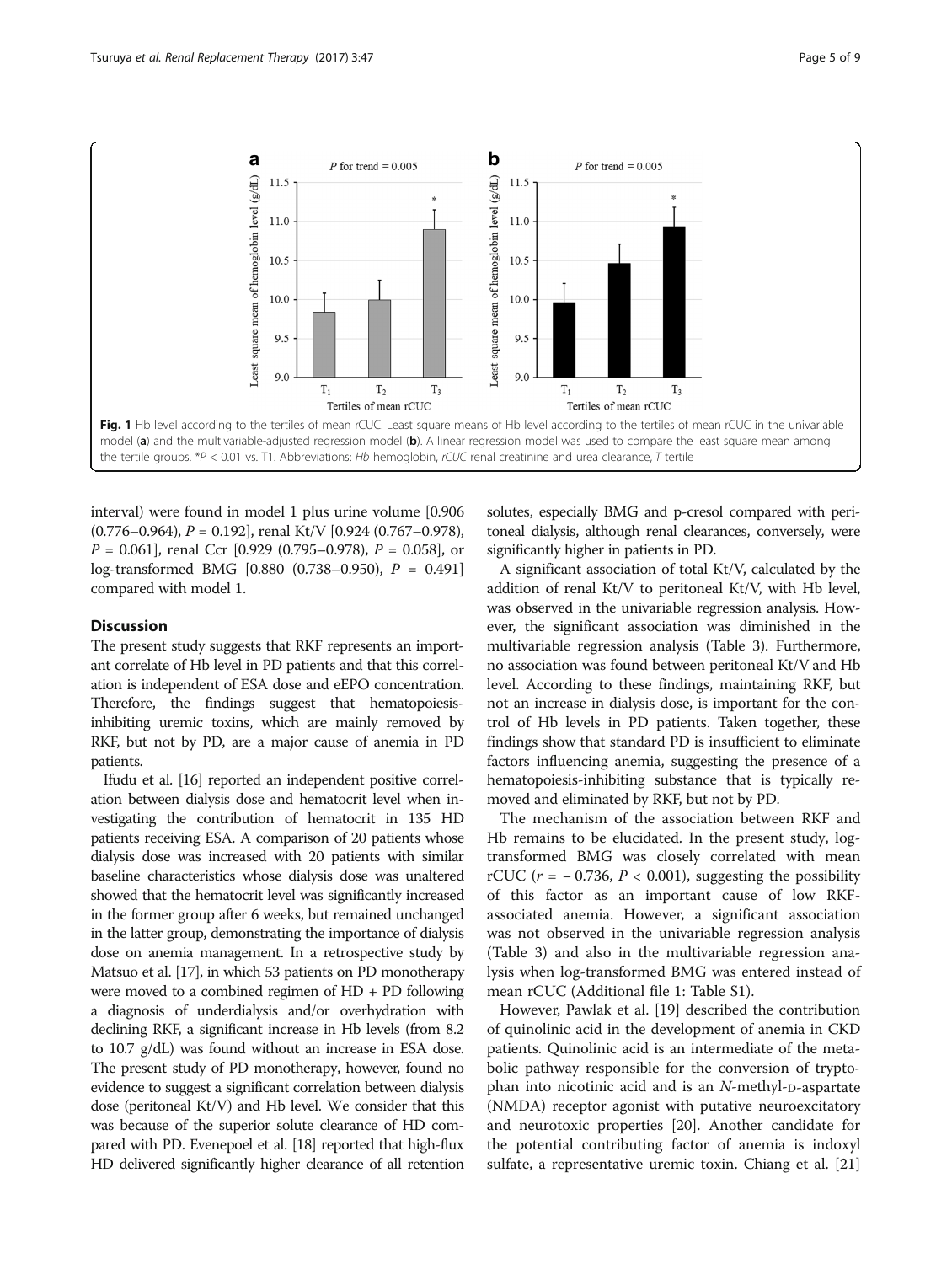Fig. 1 Hb level according to the tertiles of mean rCUC. Least square means of Hb level according to the tertiles of mean rCUC in the univariable model (**a**) and the multivariable-adjusted regression model (**b**). A linear regression model was used to compare the least square mean among the tertile groups. *$P < 0.01$ vs. T1. Abbreviations: *Hb* hemoglobin, *rCUC* renal creatinine and urea clearance, *T* tertile

interval) were found in model 1 plus urine volume [0.906 (0.776–0.964), $P = 0.192$], renal Kt/V [0.924 (0.767–0.978), $P = 0.061$], renal Ccr [0.929 (0.795–0.978), $P = 0.058$], or log-transformed BMG [0.880 (0.738–0.950), $P = 0.491$] compared with model 1.

## Discussion

The present study suggests that RKF represents an important correlate of Hb level in PD patients and that this correlation is independent of ESA dose and eEPO concentration. Therefore, the findings suggest that hematopoiesis-inhibiting uremic toxins, which are mainly removed by RKF, but not by PD, are a major cause of anemia in PD patients.

Ifudu et al. [16] reported an independent positive correlation between dialysis dose and hematocrit level when investigating the contribution of hematocrit in 135 HD patients receiving ESA. A comparison of 20 patients whose dialysis dose was increased with 20 patients with similar baseline characteristics whose dialysis dose was unaltered showed that the hematocrit level was significantly increased in the former group after 6 weeks, but remained unchanged in the latter group, demonstrating the importance of dialysis dose on anemia management. In a retrospective study by Matsuo et al. [17], in which 53 patients on PD monotherapy were moved to a combined regimen of HD + PD following a diagnosis of underdialysis and/or overhydration with declining RKF, a significant increase in Hb levels (from 8.2 to 10.7 g/dL) was found without an increase in ESA dose. The present study of PD monotherapy, however, found no evidence to suggest a significant correlation between dialysis dose (peritoneal Kt/V) and Hb level. We consider that this was because of the superior solute clearance of HD compared with PD. Evenepoel et al. [18] reported that high-flux HD delivered significantly higher clearance of all retention solutes, especially BMG and p-cresol compared with peritoneal dialysis, although renal clearances, conversely, were significantly higher in patients in PD.

A significant association of total Kt/V, calculated by the addition of renal Kt/V to peritoneal Kt/V, with Hb level, was observed in the univariable regression analysis. However, the significant association was diminished in the multivariable regression analysis (Table 3). Furthermore, no association was found between peritoneal Kt/V and Hb level. According to these findings, maintaining RKF, but not an increase in dialysis dose, is important for the control of Hb levels in PD patients. Taken together, these findings show that standard PD is insufficient to eliminate factors influencing anemia, suggesting the presence of a hematopoiesis-inhibiting substance that is typically removed and eliminated by RKF, but not by PD.

The mechanism of the association between RKF and Hb remains to be elucidated. In the present study, log-transformed BMG was closely correlated with mean rCUC ($r = -0.736$, $P < 0.001$), suggesting the possibility of this factor as an important cause of low RKF-associated anemia. However, a significant association was not observed in the univariable regression analysis (Table 3) and also in the multivariable regression analysis when log-transformed BMG was entered instead of mean rCUC (Additional file 1: Table S1).

However, Pawlak et al. [19] described the contribution of quinolinic acid in the development of anemia in CKD patients. Quinolinic acid is an intermediate of the metabolic pathway responsible for the conversion of tryptophan into nicotinic acid and is an *N*-methyl-D-aspartate (NMDA) receptor agonist with putative neuroexcitatory and neurotoxic properties [20]. Another candidate for the potential contributing factor of anemia is indoxyl sulfate, a representative uremic toxin. Chiang et al. [21]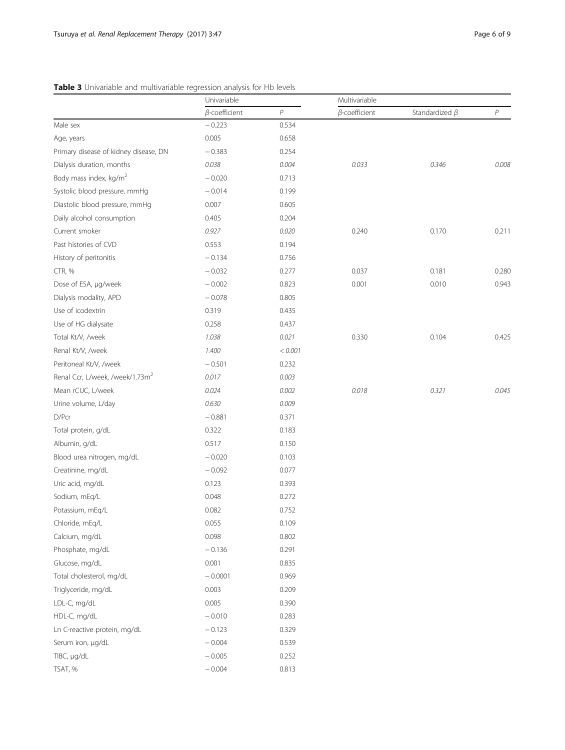**Table 3** Univariable and multivariable regression analysis for Hb levels

| | Univariable | | Multivariable | | |
|---|---|---|---|---|---|
| | *β*-coefficient | *P* | *β*-coefficient | Standardized *β* | *P* |
| Male sex | − 0.223 | 0.534 | | | |
| Age, years | 0.005 | 0.658 | | | |
| Primary disease of kidney disease, DN | − 0.383 | 0.254 | | | |
| Dialysis duration, months | *0.038* | *0.004* | *0.033* | *0.346* | *0.008* |
| Body mass index, kg/m$^2$ | − 0.020 | 0.713 | | | |
| Systolic blood pressure, mmHg | − 0.014 | 0.199 | | | |
| Diastolic blood pressure, mmHg | 0.007 | 0.605 | | | |
| Daily alcohol consumption | 0.405 | 0.204 | | | |
| Current smoker | *0.927* | *0.020* | 0.240 | 0.170 | 0.211 |
| Past histories of CVD | 0.553 | 0.194 | | | |
| History of peritonitis | − 0.134 | 0.756 | | | |
| CTR, % | − 0.032 | 0.277 | 0.037 | 0.181 | 0.280 |
| Dose of ESA, μg/week | − 0.002 | 0.823 | 0.001 | 0.010 | 0.943 |
| Dialysis modality, APD | − 0.078 | 0.805 | | | |
| Use of icodextrin | 0.319 | 0.435 | | | |
| Use of HG dialysate | 0.258 | 0.437 | | | |
| Total Kt/V, /week | *1.038* | *0.021* | 0.330 | 0.104 | 0.425 |
| Renal Kt/V, /week | *1.400* | *< 0.001* | | | |
| Peritoneal Kt/V, /week | − 0.501 | 0.232 | | | |
| Renal Ccr, L/week, /week/1.73m$^2$ | *0.017* | *0.003* | | | |
| Mean rCUC, L/week | *0.024* | *0.002* | *0.018* | *0.321* | *0.045* |
| Urine volume, L/day | *0.630* | *0.009* | | | |
| D/Pcr | − 0.881 | 0.371 | | | |
| Total protein, g/dL | 0.322 | 0.183 | | | |
| Albumin, g/dL | 0.517 | 0.150 | | | |
| Blood urea nitrogen, mg/dL | − 0.020 | 0.103 | | | |
| Creatinine, mg/dL | − 0.092 | 0.077 | | | |
| Uric acid, mg/dL | 0.123 | 0.393 | | | |
| Sodium, mEq/L | 0.048 | 0.272 | | | |
| Potassium, mEq/L | 0.082 | 0.752 | | | |
| Chloride, mEq/L | 0.055 | 0.109 | | | |
| Calcium, mg/dL | 0.098 | 0.802 | | | |
| Phosphate, mg/dL | − 0.136 | 0.291 | | | |
| Glucose, mg/dL | 0.001 | 0.835 | | | |
| Total cholesterol, mg/dL | − 0.0001 | 0.969 | | | |
| Triglyceride, mg/dL | 0.003 | 0.209 | | | |
| LDL-C, mg/dL | 0.005 | 0.390 | | | |
| HDL-C, mg/dL | − 0.010 | 0.283 | | | |
| Ln C-reactive protein, mg/dL | − 0.123 | 0.329 | | | |
| Serum iron, μg/dL | − 0.004 | 0.539 | | | |
| TIBC, μg/dL | − 0.005 | 0.252 | | | |
| TSAT, % | − 0.004 | 0.813 | | | |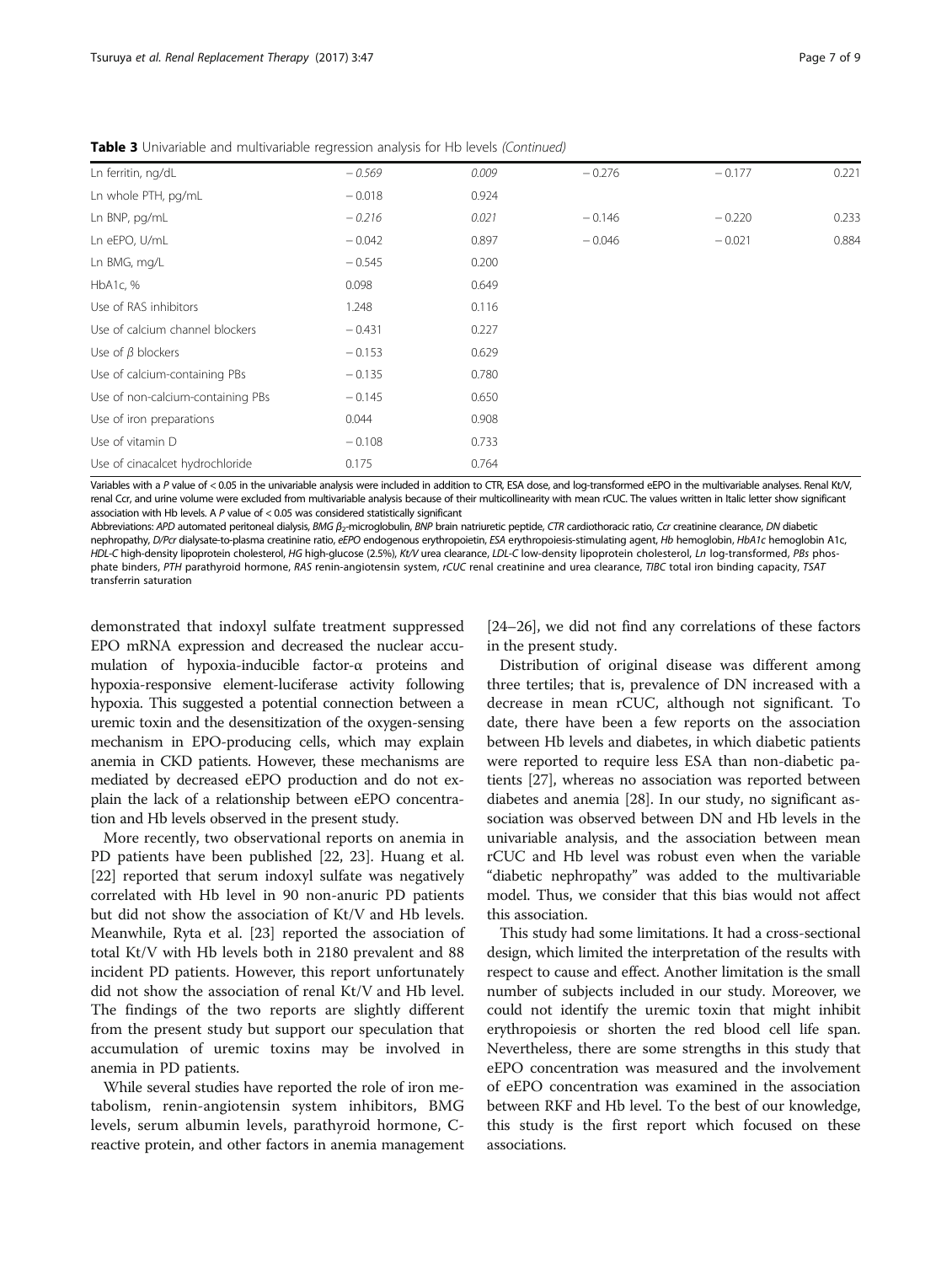**Table 3** Univariable and multivariable regression analysis for Hb levels *(Continued)*

| | | | | | |
|---|---|---|---|---|---|
| Ln ferritin, ng/dL | *−0.569* | *0.009* | −0.276 | −0.177 | 0.221 |
| Ln whole PTH, pg/mL | −0.018 | 0.924 | | | |
| Ln BNP, pg/mL | *−0.216* | *0.021* | −0.146 | −0.220 | 0.233 |
| Ln eEPO, U/mL | −0.042 | 0.897 | −0.046 | −0.021 | 0.884 |
| Ln BMG, mg/L | −0.545 | 0.200 | | | |
| HbA1c, % | 0.098 | 0.649 | | | |
| Use of RAS inhibitors | 1.248 | 0.116 | | | |
| Use of calcium channel blockers | −0.431 | 0.227 | | | |
| Use of *β* blockers | −0.153 | 0.629 | | | |
| Use of calcium-containing PBs | −0.135 | 0.780 | | | |
| Use of non-calcium-containing PBs | −0.145 | 0.650 | | | |
| Use of iron preparations | 0.044 | 0.908 | | | |
| Use of vitamin D | −0.108 | 0.733 | | | |
| Use of cinacalcet hydrochloride | 0.175 | 0.764 | | | |

Variables with a *P* value of < 0.05 in the univariable analysis were included in addition to CTR, ESA dose, and log-transformed eEPO in the multivariable analyses. Renal Kt/V, renal Ccr, and urine volume were excluded from multivariable analysis because of their multicollinearity with mean rCUC. The values written in Italic letter show significant association with Hb levels. A *P* value of < 0.05 was considered statistically significant

Abbreviations: *APD* automated peritoneal dialysis, *BMG* $\beta_2$-microglobulin, *BNP* brain natriuretic peptide, *CTR* cardiothoracic ratio, *Ccr* creatinine clearance, *DN* diabetic nephropathy, *D/Pcr* dialysate-to-plasma creatinine ratio, *eEPO* endogenous erythropoietin, *ESA* erythropoiesis-stimulating agent, *Hb* hemoglobin, *HbA1c* hemoglobin A1c, *HDL-C* high-density lipoprotein cholesterol, *HG* high-glucose (2.5%), *Kt/V* urea clearance, *LDL-C* low-density lipoprotein cholesterol, *Ln* log-transformed, *PBs* phosphate binders, *PTH* parathyroid hormone, *RAS* renin-angiotensin system, *rCUC* renal creatinine and urea clearance, *TIBC* total iron binding capacity, *TSAT* transferrin saturation

demonstrated that indoxyl sulfate treatment suppressed EPO mRNA expression and decreased the nuclear accumulation of hypoxia-inducible factor-α proteins and hypoxia-responsive element-luciferase activity following hypoxia. This suggested a potential connection between a uremic toxin and the desensitization of the oxygen-sensing mechanism in EPO-producing cells, which may explain anemia in CKD patients. However, these mechanisms are mediated by decreased eEPO production and do not explain the lack of a relationship between eEPO concentration and Hb levels observed in the present study.

More recently, two observational reports on anemia in PD patients have been published [22, 23]. Huang et al. [22] reported that serum indoxyl sulfate was negatively correlated with Hb level in 90 non-anuric PD patients but did not show the association of Kt/V and Hb levels. Meanwhile, Ryta et al. [23] reported the association of total Kt/V with Hb levels both in 2180 prevalent and 88 incident PD patients. However, this report unfortunately did not show the association of renal Kt/V and Hb level. The findings of the two reports are slightly different from the present study but support our speculation that accumulation of uremic toxins may be involved in anemia in PD patients.

While several studies have reported the role of iron metabolism, renin-angiotensin system inhibitors, BMG levels, serum albumin levels, parathyroid hormone, C-reactive protein, and other factors in anemia management [24–26], we did not find any correlations of these factors in the present study.

Distribution of original disease was different among three tertiles; that is, prevalence of DN increased with a decrease in mean rCUC, although not significant. To date, there have been a few reports on the association between Hb levels and diabetes, in which diabetic patients were reported to require less ESA than non-diabetic patients [27], whereas no association was reported between diabetes and anemia [28]. In our study, no significant association was observed between DN and Hb levels in the univariable analysis, and the association between mean rCUC and Hb level was robust even when the variable "diabetic nephropathy" was added to the multivariable model. Thus, we consider that this bias would not affect this association.

This study had some limitations. It had a cross-sectional design, which limited the interpretation of the results with respect to cause and effect. Another limitation is the small number of subjects included in our study. Moreover, we could not identify the uremic toxin that might inhibit erythropoiesis or shorten the red blood cell life span. Nevertheless, there are some strengths in this study that eEPO concentration was measured and the involvement of eEPO concentration was examined in the association between RKF and Hb level. To the best of our knowledge, this study is the first report which focused on these associations.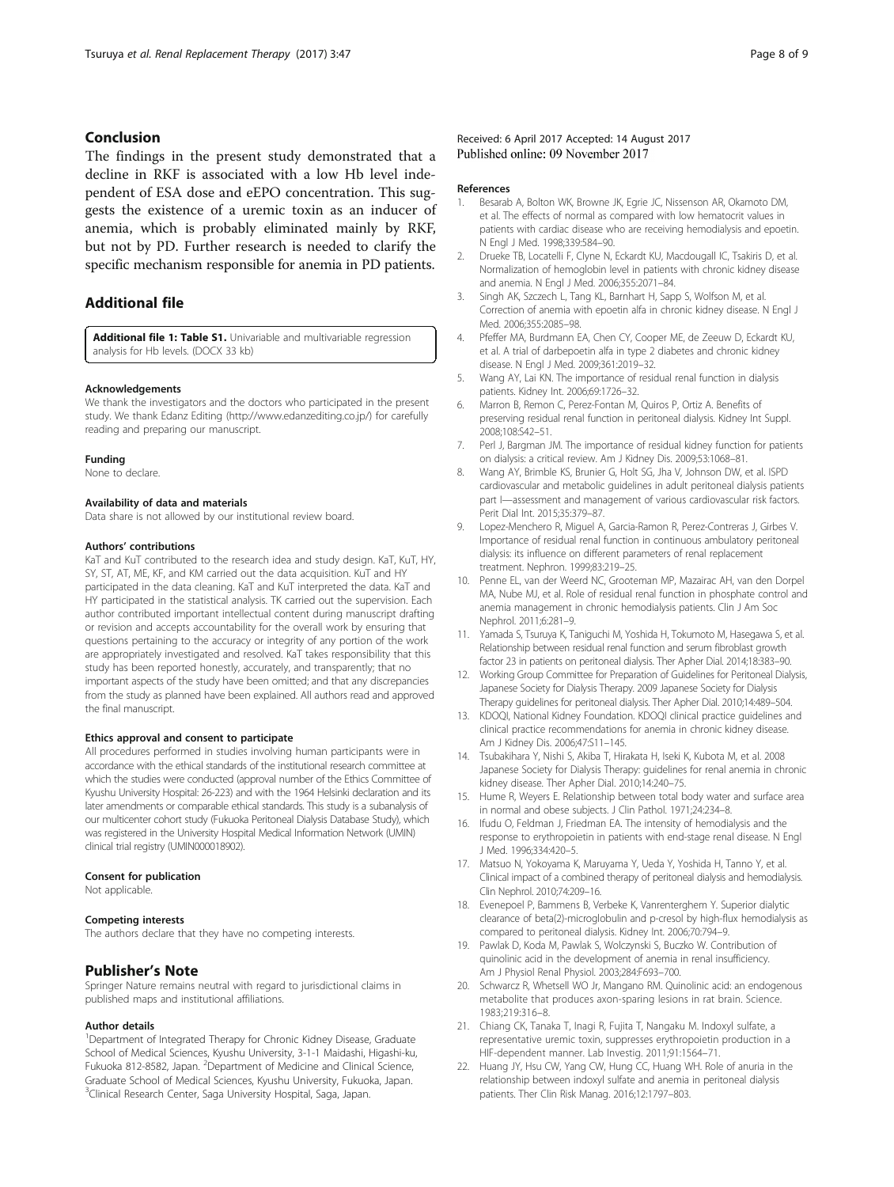## Conclusion

The findings in the present study demonstrated that a decline in RKF is associated with a low Hb level independent of ESA dose and eEPO concentration. This suggests the existence of a uremic toxin as an inducer of anemia, which is probably eliminated mainly by RKF, but not by PD. Further research is needed to clarify the specific mechanism responsible for anemia in PD patients.

## Additional file

**Additional file 1: Table S1.** Univariable and multivariable regression analysis for Hb levels. (DOCX 33 kb)

#### Acknowledgements

We thank the investigators and the doctors who participated in the present study. We thank Edanz Editing (http://www.edanzediting.co.jp/) for carefully reading and preparing our manuscript.

#### Funding

None to declare.

#### Availability of data and materials

Data share is not allowed by our institutional review board.

#### Authors' contributions

KaT and KuT contributed to the research idea and study design. KaT, KuT, HY, SY, ST, AT, ME, KF, and KM carried out the data acquisition. KuT and HY participated in the data cleaning. KaT and KuT interpreted the data. KaT and HY participated in the statistical analysis. TK carried out the supervision. Each author contributed important intellectual content during manuscript drafting or revision and accepts accountability for the overall work by ensuring that questions pertaining to the accuracy or integrity of any portion of the work are appropriately investigated and resolved. KaT takes responsibility that this study has been reported honestly, accurately, and transparently; that no important aspects of the study have been omitted; and that any discrepancies from the study as planned have been explained. All authors read and approved the final manuscript.

#### Ethics approval and consent to participate

All procedures performed in studies involving human participants were in accordance with the ethical standards of the institutional research committee at which the studies were conducted (approval number of the Ethics Committee of Kyushu University Hospital: 26-223) and with the 1964 Helsinki declaration and its later amendments or comparable ethical standards. This study is a subanalysis of our multicenter cohort study (Fukuoka Peritoneal Dialysis Database Study), which was registered in the University Hospital Medical Information Network (UMIN) clinical trial registry (UMIN000018902).

#### Consent for publication

Not applicable.

#### Competing interests

The authors declare that they have no competing interests.

## Publisher's Note

Springer Nature remains neutral with regard to jurisdictional claims in published maps and institutional affiliations.

#### Author details

[1]Department of Integrated Therapy for Chronic Kidney Disease, Graduate School of Medical Sciences, Kyushu University, 3-1-1 Maidashi, Higashi-ku, Fukuoka 812-8582, Japan. [2]Department of Medicine and Clinical Science, Graduate School of Medical Sciences, Kyushu University, Fukuoka, Japan. [3]Clinical Research Center, Saga University Hospital, Saga, Japan.

Received: 6 April 2017 Accepted: 14 August 2017
Published online: 09 November 2017

#### References

1. Besarab A, Bolton WK, Browne JK, Egrie JC, Nissenson AR, Okamoto DM, et al. The effects of normal as compared with low hematocrit values in patients with cardiac disease who are receiving hemodialysis and epoetin. N Engl J Med. 1998;339:584–90.
2. Drueke TB, Locatelli F, Clyne N, Eckardt KU, Macdougall IC, Tsakiris D, et al. Normalization of hemoglobin level in patients with chronic kidney disease and anemia. N Engl J Med. 2006;355:2071–84.
3. Singh AK, Szczech L, Tang KL, Barnhart H, Sapp S, Wolfson M, et al. Correction of anemia with epoetin alfa in chronic kidney disease. N Engl J Med. 2006;355:2085–98.
4. Pfeffer MA, Burdmann EA, Chen CY, Cooper ME, de Zeeuw D, Eckardt KU, et al. A trial of darbepoetin alfa in type 2 diabetes and chronic kidney disease. N Engl J Med. 2009;361:2019–32.
5. Wang AY, Lai KN. The importance of residual renal function in dialysis patients. Kidney Int. 2006;69:1726–32.
6. Marron B, Remon C, Perez-Fontan M, Quiros P, Ortiz A. Benefits of preserving residual renal function in peritoneal dialysis. Kidney Int Suppl. 2008;108:S42–51.
7. Perl J, Bargman JM. The importance of residual kidney function for patients on dialysis: a critical review. Am J Kidney Dis. 2009;53:1068–81.
8. Wang AY, Brimble KS, Brunier G, Holt SG, Jha V, Johnson DW, et al. ISPD cardiovascular and metabolic guidelines in adult peritoneal dialysis patients part I—assessment and management of various cardiovascular risk factors. Perit Dial Int. 2015;35:379–87.
9. Lopez-Menchero R, Miguel A, Garcia-Ramon R, Perez-Contreras J, Girbes V. Importance of residual renal function in continuous ambulatory peritoneal dialysis: its influence on different parameters of renal replacement treatment. Nephron. 1999;83:219–25.
10. Penne EL, van der Weerd NC, Grooteman MP, Mazairac AH, van den Dorpel MA, Nube MJ, et al. Role of residual renal function in phosphate control and anemia management in chronic hemodialysis patients. Clin J Am Soc Nephrol. 2011;6:281–9.
11. Yamada S, Tsuruya K, Taniguchi M, Yoshida H, Tokumoto M, Hasegawa S, et al. Relationship between residual renal function and serum fibroblast growth factor 23 in patients on peritoneal dialysis. Ther Apher Dial. 2014;18:383–90.
12. Working Group Committee for Preparation of Guidelines for Peritoneal Dialysis, Japanese Society for Dialysis Therapy. 2009 Japanese Society for Dialysis Therapy guidelines for peritoneal dialysis. Ther Apher Dial. 2010;14:489–504.
13. KDOQI, National Kidney Foundation. KDOQI clinical practice guidelines and clinical practice recommendations for anemia in chronic kidney disease. Am J Kidney Dis. 2006;47:S11–145.
14. Tsubakihara Y, Nishi S, Akiba T, Hirakata H, Iseki K, Kubota M, et al. 2008 Japanese Society for Dialysis Therapy: guidelines for renal anemia in chronic kidney disease. Ther Apher Dial. 2010;14:240–75.
15. Hume R, Weyers E. Relationship between total body water and surface area in normal and obese subjects. J Clin Pathol. 1971;24:234–8.
16. Ifudu O, Feldman J, Friedman EA. The intensity of hemodialysis and the response to erythropoietin in patients with end-stage renal disease. N Engl J Med. 1996;334:420–5.
17. Matsuo N, Yokoyama K, Maruyama Y, Ueda Y, Yoshida H, Tanno Y, et al. Clinical impact of a combined therapy of peritoneal dialysis and hemodialysis. Clin Nephrol. 2010;74:209–16.
18. Evenepoel P, Bammens B, Verbeke K, Vanrenterghem Y. Superior dialytic clearance of beta(2)-microglobulin and p-cresol by high-flux hemodialysis as compared to peritoneal dialysis. Kidney Int. 2006;70:794–9.
19. Pawlak D, Koda M, Pawlak S, Wolczynski S, Buczko W. Contribution of quinolinic acid in the development of anemia in renal insufficiency. Am J Physiol Renal Physiol. 2003;284:F693–700.
20. Schwarcz R, Whetsell WO Jr, Mangano RM. Quinolinic acid: an endogenous metabolite that produces axon-sparing lesions in rat brain. Science. 1983;219:316–8.
21. Chiang CK, Tanaka T, Inagi R, Fujita T, Nangaku M. Indoxyl sulfate, a representative uremic toxin, suppresses erythropoietin production in a HIF-dependent manner. Lab Investig. 2011;91:1564–71.
22. Huang JY, Hsu CW, Yang CW, Hung CC, Huang WH. Role of anuria in the relationship between indoxyl sulfate and anemia in peritoneal dialysis patients. Ther Clin Risk Manag. 2016;12:1797–803.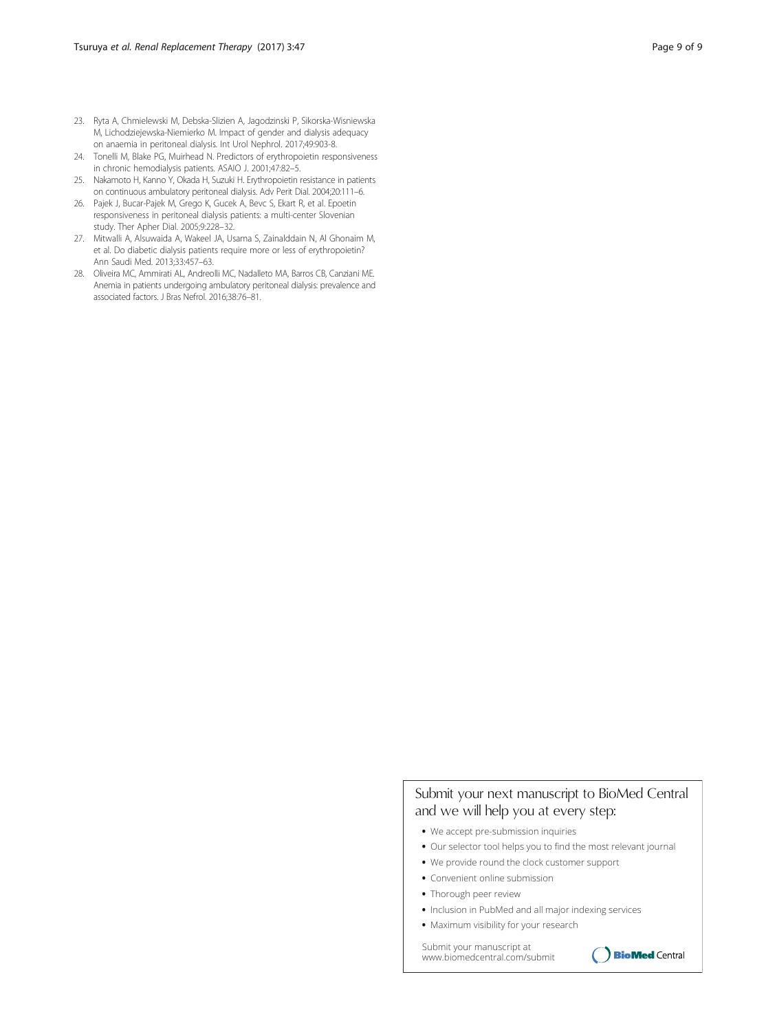23. Ryta A, Chmielewski M, Debska-Slizien A, Jagodzinski P, Sikorska-Wisniewska M, Lichodziejewska-Niemierko M. Impact of gender and dialysis adequacy on anaemia in peritoneal dialysis. Int Urol Nephrol. 2017;49:903-8.
24. Tonelli M, Blake PG, Muirhead N. Predictors of erythropoietin responsiveness in chronic hemodialysis patients. ASAIO J. 2001;47:82–5.
25. Nakamoto H, Kanno Y, Okada H, Suzuki H. Erythropoietin resistance in patients on continuous ambulatory peritoneal dialysis. Adv Perit Dial. 2004;20:111–6.
26. Pajek J, Bucar-Pajek M, Grego K, Gucek A, Bevc S, Ekart R, et al. Epoetin responsiveness in peritoneal dialysis patients: a multi-center Slovenian study. Ther Apher Dial. 2005;9:228–32.
27. Mitwalli A, Alsuwaida A, Wakeel JA, Usama S, Zainalddain N, Al Ghonaim M, et al. Do diabetic dialysis patients require more or less of erythropoietin? Ann Saudi Med. 2013;33:457–63.
28. Oliveira MC, Ammirati AL, Andreolli MC, Nadalleto MA, Barros CB, Canziani ME. Anemia in patients undergoing ambulatory peritoneal dialysis: prevalence and associated factors. J Bras Nefrol. 2016;38:76–81.

Submit your next manuscript to BioMed Central and we will help you at every step:

- We accept pre-submission inquiries
- Our selector tool helps you to find the most relevant journal
- We provide round the clock customer support
- Convenient online submission
- Thorough peer review
- Inclusion in PubMed and all major indexing services
- Maximum visibility for your research

Submit your manuscript at
www.biomedcentral.com/submit

BioMed Central